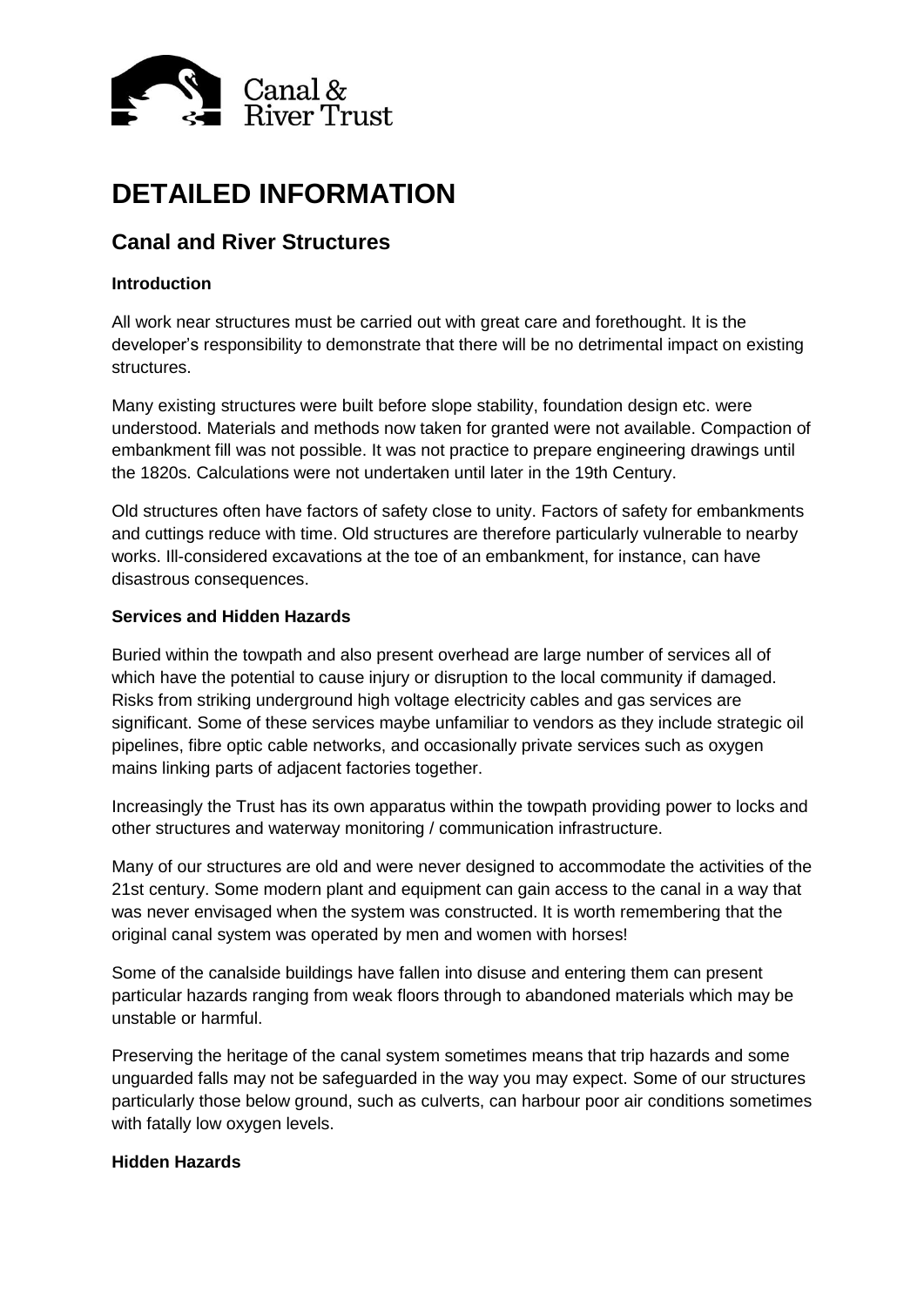Canal & River Trust

# DETAILED INFORMATION

## Canal and River Structures

**Introduction**

All work near structures must be carried out with great care and forethought. It is the developer's responsibility to demonstrate that there will be no detrimental impact on existing structures.

Many existing structures were built before slope stability, foundation design etc. were understood. Materials and methods now taken for granted were not available. Compaction of embankment fill was not possible. It was not practice to prepare engineering drawings until the 1820s. Calculations were not undertaken until later in the 19th Century.

Old structures often have factors of safety close to unity. Factors of safety for embankments and cuttings reduce with time. Old structures are therefore particularly vulnerable to nearby works. Ill-considered excavations at the toe of an embankment, for instance, can have disastrous consequences.

**Services and Hidden Hazards**

Buried within the towpath and also present overhead are large number of services all of which have the potential to cause injury or disruption to the local community if damaged. Risks from striking underground high voltage electricity cables and gas services are significant. Some of these services maybe unfamiliar to vendors as they include strategic oil pipelines, fibre optic cable networks, and occasionally private services such as oxygen mains linking parts of adjacent factories together.

Increasingly the Trust has its own apparatus within the towpath providing power to locks and other structures and waterway monitoring / communication infrastructure.

Many of our structures are old and were never designed to accommodate the activities of the 21st century. Some modern plant and equipment can gain access to the canal in a way that was never envisaged when the system was constructed. It is worth remembering that the original canal system was operated by men and women with horses!

Some of the canalside buildings have fallen into disuse and entering them can present particular hazards ranging from weak floors through to abandoned materials which may be unstable or harmful.

Preserving the heritage of the canal system sometimes means that trip hazards and some unguarded falls may not be safeguarded in the way you may expect. Some of our structures particularly those below ground, such as culverts, can harbour poor air conditions sometimes with fatally low oxygen levels.

**Hidden Hazards**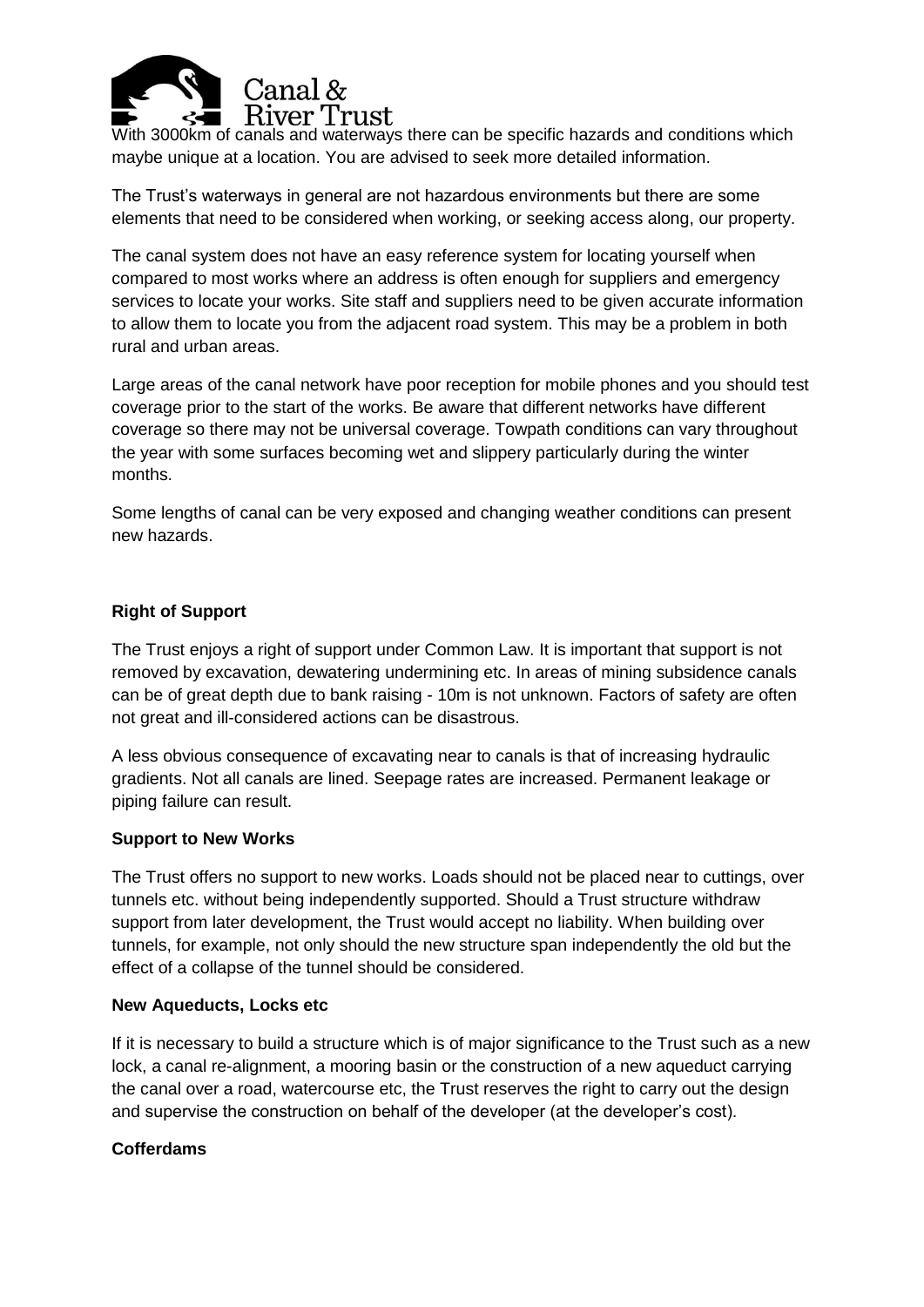With 3000km of canals and waterways there can be specific hazards and conditions which maybe unique at a location. You are advised to seek more detailed information.

The Trust's waterways in general are not hazardous environments but there are some elements that need to be considered when working, or seeking access along, our property.

The canal system does not have an easy reference system for locating yourself when compared to most works where an address is often enough for suppliers and emergency services to locate your works. Site staff and suppliers need to be given accurate information to allow them to locate you from the adjacent road system. This may be a problem in both rural and urban areas.

Large areas of the canal network have poor reception for mobile phones and you should test coverage prior to the start of the works. Be aware that different networks have different coverage so there may not be universal coverage. Towpath conditions can vary throughout the year with some surfaces becoming wet and slippery particularly during the winter months.

Some lengths of canal can be very exposed and changing weather conditions can present new hazards.

**Right of Support**

The Trust enjoys a right of support under Common Law. It is important that support is not removed by excavation, dewatering undermining etc. In areas of mining subsidence canals can be of great depth due to bank raising - 10m is not unknown. Factors of safety are often not great and ill-considered actions can be disastrous.

A less obvious consequence of excavating near to canals is that of increasing hydraulic gradients. Not all canals are lined. Seepage rates are increased. Permanent leakage or piping failure can result.

**Support to New Works**

The Trust offers no support to new works. Loads should not be placed near to cuttings, over tunnels etc. without being independently supported. Should a Trust structure withdraw support from later development, the Trust would accept no liability. When building over tunnels, for example, not only should the new structure span independently the old but the effect of a collapse of the tunnel should be considered.

**New Aqueducts, Locks etc**

If it is necessary to build a structure which is of major significance to the Trust such as a new lock, a canal re-alignment, a mooring basin or the construction of a new aqueduct carrying the canal over a road, watercourse etc, the Trust reserves the right to carry out the design and supervise the construction on behalf of the developer (at the developer's cost).

**Cofferdams**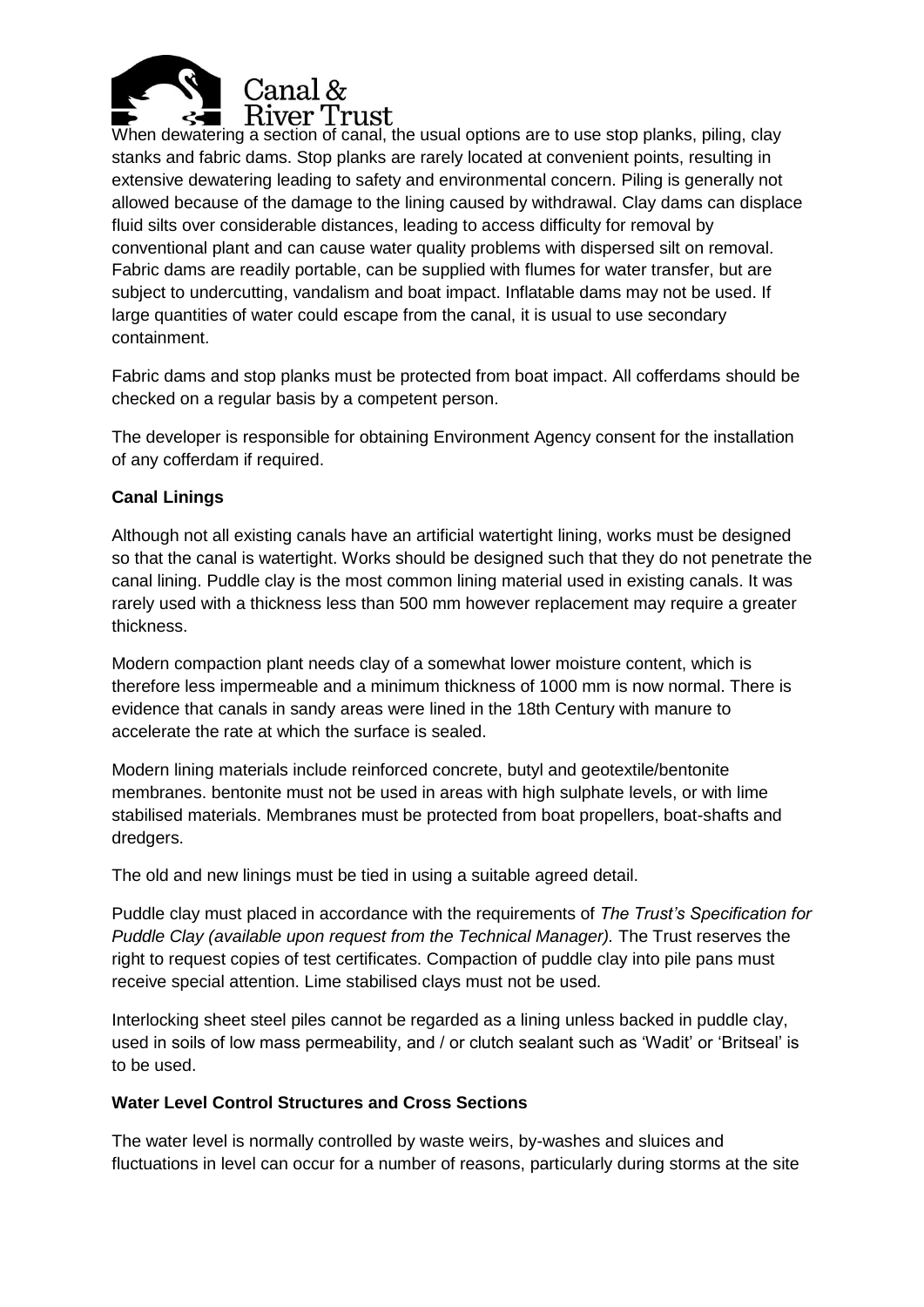When dewatering a section of canal, the usual options are to use stop planks, piling, clay stanks and fabric dams. Stop planks are rarely located at convenient points, resulting in extensive dewatering leading to safety and environmental concern. Piling is generally not allowed because of the damage to the lining caused by withdrawal. Clay dams can displace fluid silts over considerable distances, leading to access difficulty for removal by conventional plant and can cause water quality problems with dispersed silt on removal. Fabric dams are readily portable, can be supplied with flumes for water transfer, but are subject to undercutting, vandalism and boat impact. Inflatable dams may not be used. If large quantities of water could escape from the canal, it is usual to use secondary containment.

Fabric dams and stop planks must be protected from boat impact. All cofferdams should be checked on a regular basis by a competent person.

The developer is responsible for obtaining Environment Agency consent for the installation of any cofferdam if required.

**Canal Linings**

Although not all existing canals have an artificial watertight lining, works must be designed so that the canal is watertight. Works should be designed such that they do not penetrate the canal lining. Puddle clay is the most common lining material used in existing canals. It was rarely used with a thickness less than 500 mm however replacement may require a greater thickness.

Modern compaction plant needs clay of a somewhat lower moisture content, which is therefore less impermeable and a minimum thickness of 1000 mm is now normal. There is evidence that canals in sandy areas were lined in the 18th Century with manure to accelerate the rate at which the surface is sealed.

Modern lining materials include reinforced concrete, butyl and geotextile/bentonite membranes. bentonite must not be used in areas with high sulphate levels, or with lime stabilised materials. Membranes must be protected from boat propellers, boat-shafts and dredgers.

The old and new linings must be tied in using a suitable agreed detail.

Puddle clay must placed in accordance with the requirements of *The Trust's Specification for Puddle Clay (available upon request from the Technical Manager).* The Trust reserves the right to request copies of test certificates. Compaction of puddle clay into pile pans must receive special attention. Lime stabilised clays must not be used.

Interlocking sheet steel piles cannot be regarded as a lining unless backed in puddle clay, used in soils of low mass permeability, and / or clutch sealant such as 'Wadit' or 'Britseal' is to be used.

**Water Level Control Structures and Cross Sections**

The water level is normally controlled by waste weirs, by-washes and sluices and fluctuations in level can occur for a number of reasons, particularly during storms at the site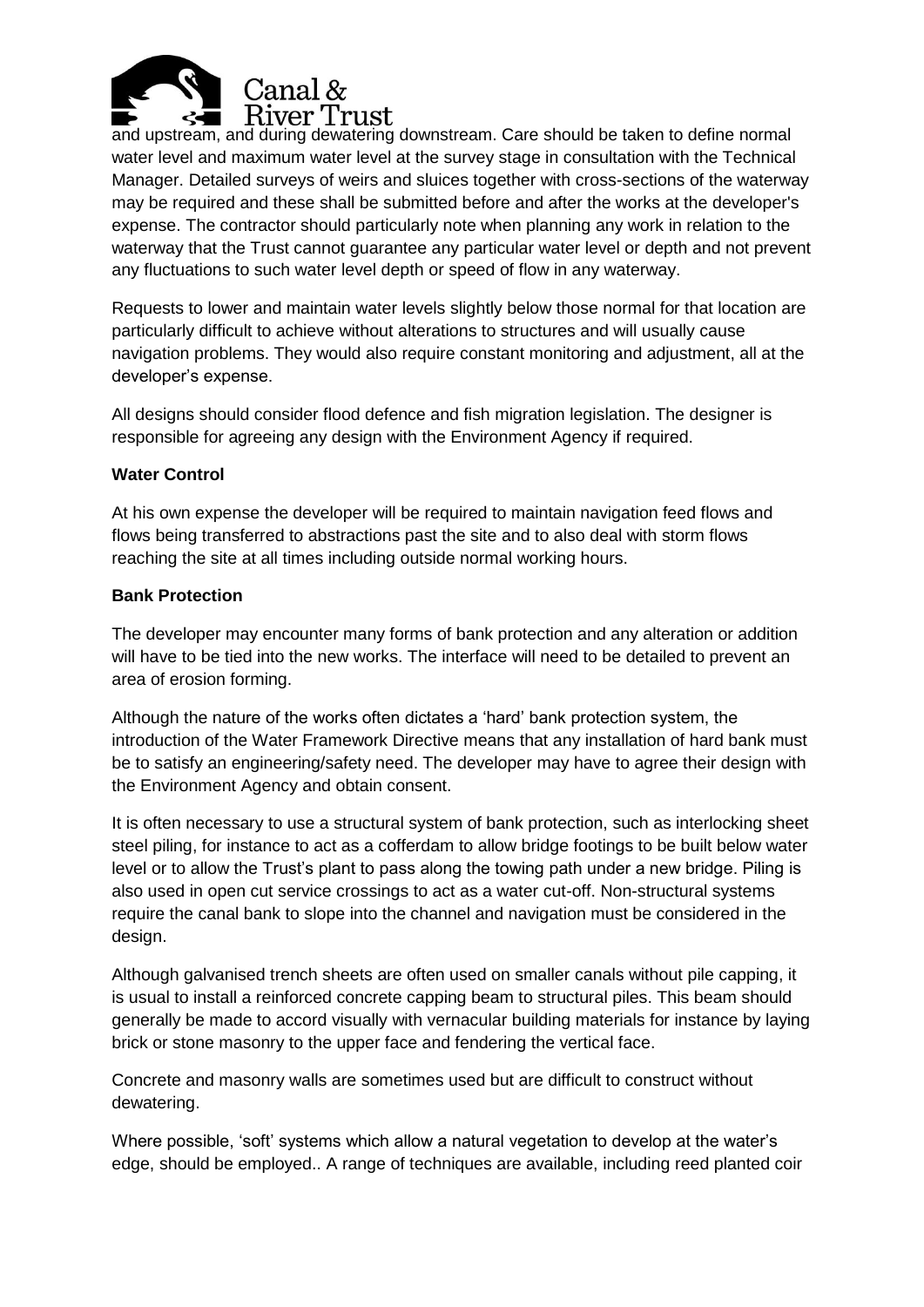and upstream, and during dewatering downstream. Care should be taken to define normal water level and maximum water level at the survey stage in consultation with the Technical Manager. Detailed surveys of weirs and sluices together with cross-sections of the waterway may be required and these shall be submitted before and after the works at the developer's expense. The contractor should particularly note when planning any work in relation to the waterway that the Trust cannot guarantee any particular water level or depth and not prevent any fluctuations to such water level depth or speed of flow in any waterway.

Requests to lower and maintain water levels slightly below those normal for that location are particularly difficult to achieve without alterations to structures and will usually cause navigation problems. They would also require constant monitoring and adjustment, all at the developer's expense.

All designs should consider flood defence and fish migration legislation. The designer is responsible for agreeing any design with the Environment Agency if required.

**Water Control**

At his own expense the developer will be required to maintain navigation feed flows and flows being transferred to abstractions past the site and to also deal with storm flows reaching the site at all times including outside normal working hours.

**Bank Protection**

The developer may encounter many forms of bank protection and any alteration or addition will have to be tied into the new works. The interface will need to be detailed to prevent an area of erosion forming.

Although the nature of the works often dictates a 'hard' bank protection system, the introduction of the Water Framework Directive means that any installation of hard bank must be to satisfy an engineering/safety need. The developer may have to agree their design with the Environment Agency and obtain consent.

It is often necessary to use a structural system of bank protection, such as interlocking sheet steel piling, for instance to act as a cofferdam to allow bridge footings to be built below water level or to allow the Trust's plant to pass along the towing path under a new bridge. Piling is also used in open cut service crossings to act as a water cut-off. Non-structural systems require the canal bank to slope into the channel and navigation must be considered in the design.

Although galvanised trench sheets are often used on smaller canals without pile capping, it is usual to install a reinforced concrete capping beam to structural piles. This beam should generally be made to accord visually with vernacular building materials for instance by laying brick or stone masonry to the upper face and fendering the vertical face.

Concrete and masonry walls are sometimes used but are difficult to construct without dewatering.

Where possible, 'soft' systems which allow a natural vegetation to develop at the water's edge, should be employed.. A range of techniques are available, including reed planted coir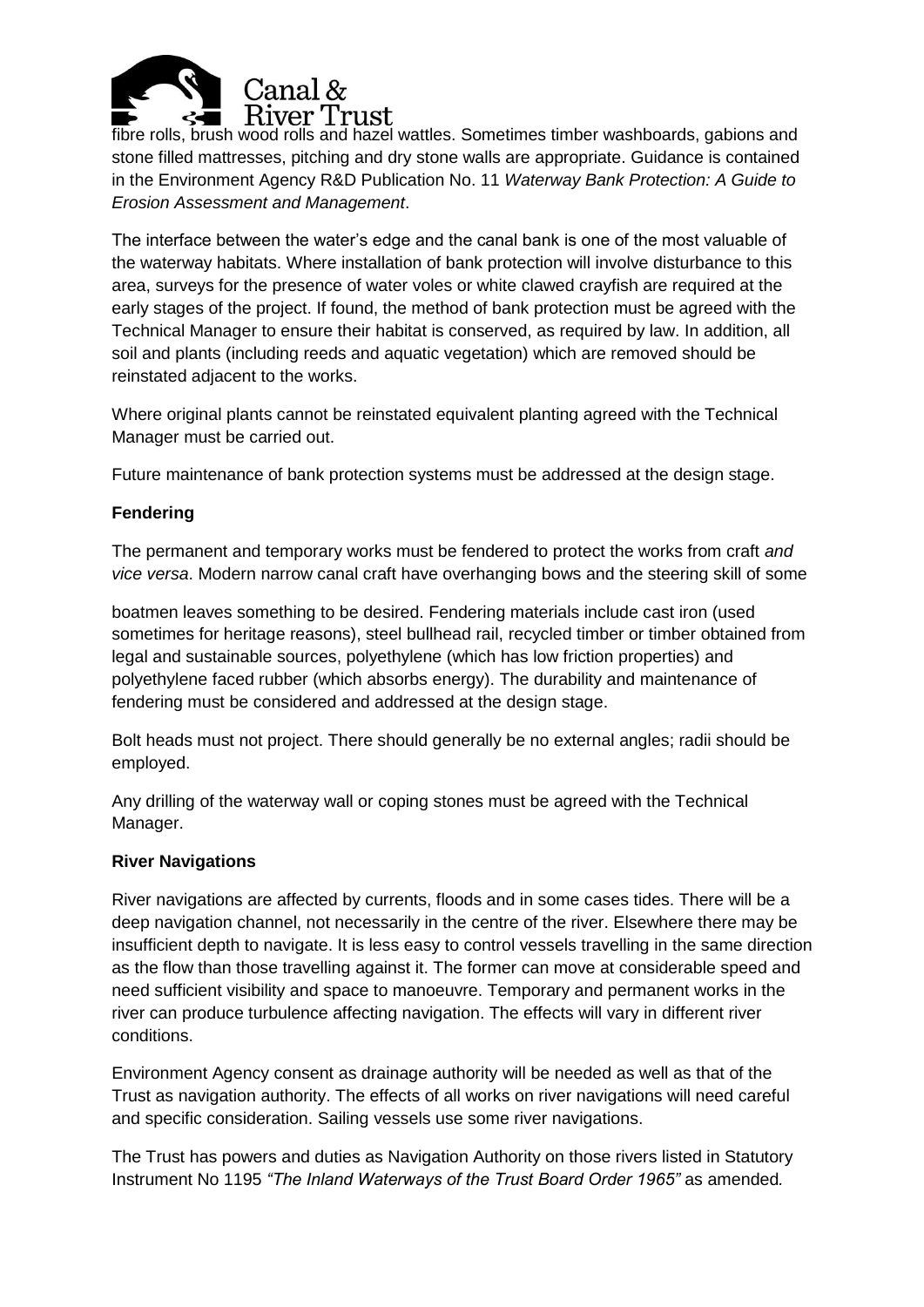fibre rolls, brush wood rolls and hazel wattles. Sometimes timber washboards, gabions and stone filled mattresses, pitching and dry stone walls are appropriate. Guidance is contained in the Environment Agency R&D Publication No. 11 *Waterway Bank Protection: A Guide to Erosion Assessment and Management*.

The interface between the water's edge and the canal bank is one of the most valuable of the waterway habitats. Where installation of bank protection will involve disturbance to this area, surveys for the presence of water voles or white clawed crayfish are required at the early stages of the project. If found, the method of bank protection must be agreed with the Technical Manager to ensure their habitat is conserved, as required by law. In addition, all soil and plants (including reeds and aquatic vegetation) which are removed should be reinstated adjacent to the works.

Where original plants cannot be reinstated equivalent planting agreed with the Technical Manager must be carried out.

Future maintenance of bank protection systems must be addressed at the design stage.

**Fendering**

The permanent and temporary works must be fendered to protect the works from craft *and vice versa*. Modern narrow canal craft have overhanging bows and the steering skill of some boatmen leaves something to be desired. Fendering materials include cast iron (used sometimes for heritage reasons), steel bullhead rail, recycled timber or timber obtained from legal and sustainable sources, polyethylene (which has low friction properties) and polyethylene faced rubber (which absorbs energy). The durability and maintenance of fendering must be considered and addressed at the design stage.

Bolt heads must not project. There should generally be no external angles; radii should be employed.

Any drilling of the waterway wall or coping stones must be agreed with the Technical Manager.

**River Navigations**

River navigations are affected by currents, floods and in some cases tides. There will be a deep navigation channel, not necessarily in the centre of the river. Elsewhere there may be insufficient depth to navigate. It is less easy to control vessels travelling in the same direction as the flow than those travelling against it. The former can move at considerable speed and need sufficient visibility and space to manoeuvre. Temporary and permanent works in the river can produce turbulence affecting navigation. The effects will vary in different river conditions.

Environment Agency consent as drainage authority will be needed as well as that of the Trust as navigation authority. The effects of all works on river navigations will need careful and specific consideration. Sailing vessels use some river navigations.

The Trust has powers and duties as Navigation Authority on those rivers listed in Statutory Instrument No 1195 *"The Inland Waterways of the Trust Board Order 1965"* as amended.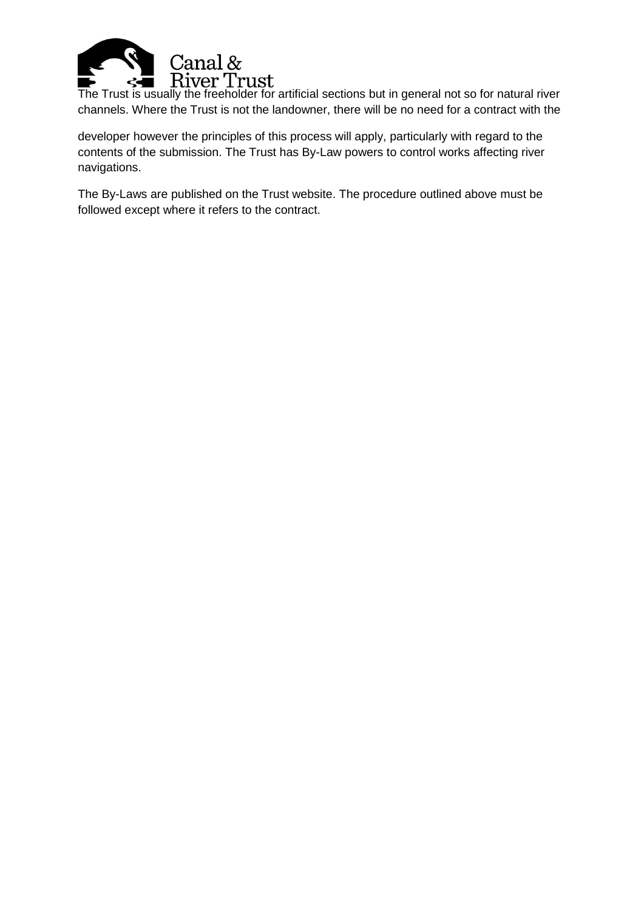The Trust is usually the freeholder for artificial sections but in general not so for natural river channels. Where the Trust is not the landowner, there will be no need for a contract with the developer however the principles of this process will apply, particularly with regard to the contents of the submission. The Trust has By-Law powers to control works affecting river navigations.

The By-Laws are published on the Trust website. The procedure outlined above must be followed except where it refers to the contract.